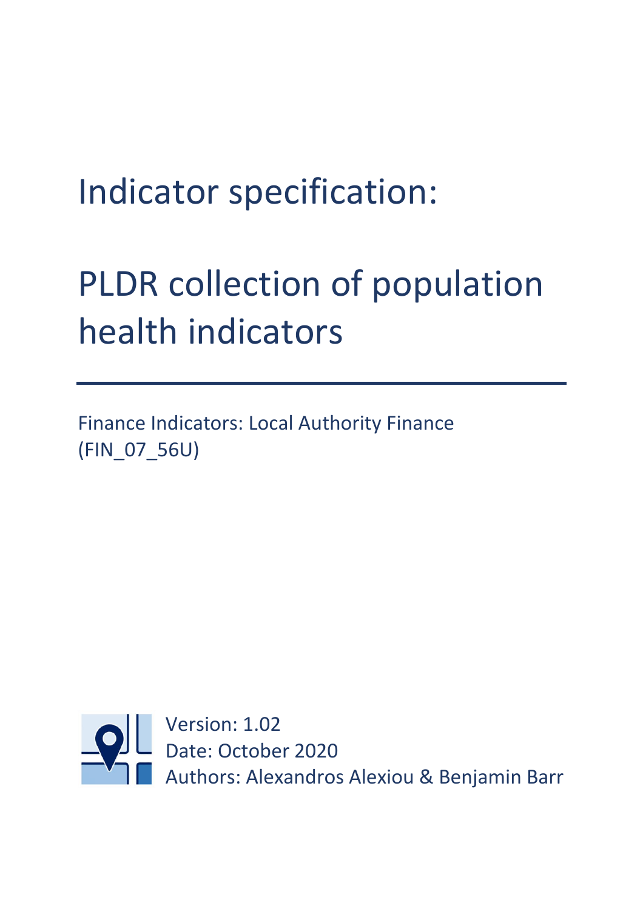# Indicator specification:

# PLDR collection of population health indicators

Finance Indicators: Local Authority Finance (FIN_07_56U)

Version: 1.02
Date: October 2020
Authors: Alexandros Alexiou & Benjamin Barr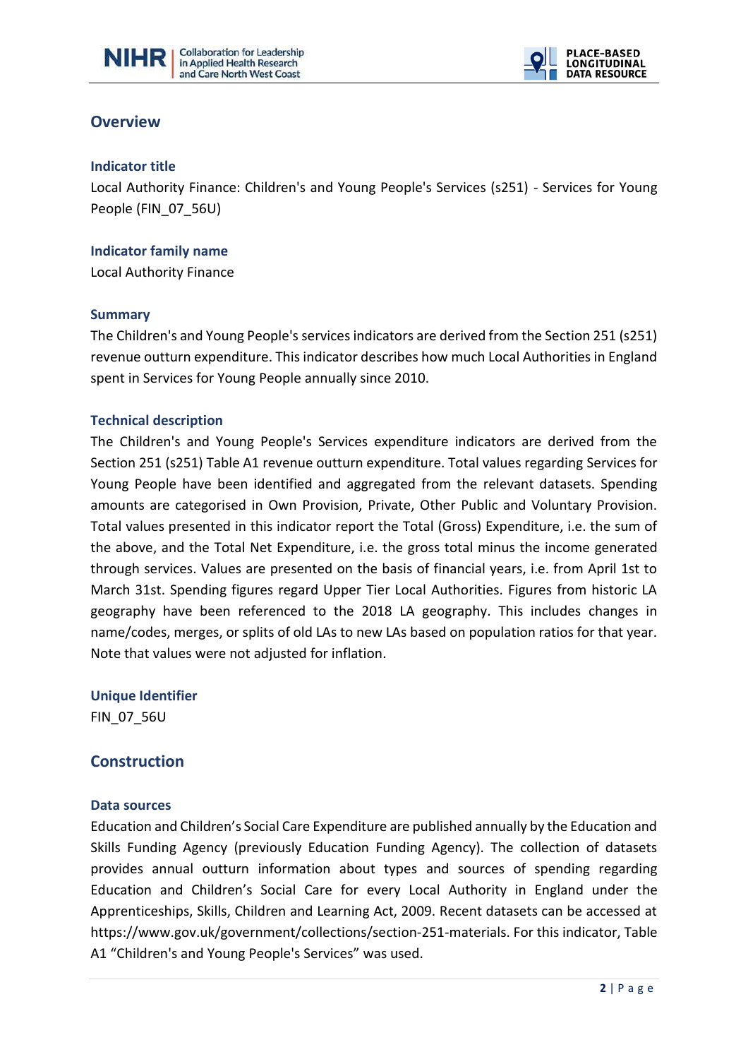## Overview

### Indicator title

Local Authority Finance: Children's and Young People's Services (s251) - Services for Young People (FIN_07_56U)

### Indicator family name

Local Authority Finance

### Summary

The Children's and Young People's services indicators are derived from the Section 251 (s251) revenue outturn expenditure. This indicator describes how much Local Authorities in England spent in Services for Young People annually since 2010.

### Technical description

The Children's and Young People's Services expenditure indicators are derived from the Section 251 (s251) Table A1 revenue outturn expenditure. Total values regarding Services for Young People have been identified and aggregated from the relevant datasets. Spending amounts are categorised in Own Provision, Private, Other Public and Voluntary Provision. Total values presented in this indicator report the Total (Gross) Expenditure, i.e. the sum of the above, and the Total Net Expenditure, i.e. the gross total minus the income generated through services. Values are presented on the basis of financial years, i.e. from April 1st to March 31st. Spending figures regard Upper Tier Local Authorities. Figures from historic LA geography have been referenced to the 2018 LA geography. This includes changes in name/codes, merges, or splits of old LAs to new LAs based on population ratios for that year. Note that values were not adjusted for inflation.

### Unique Identifier

FIN_07_56U

## Construction

### Data sources

Education and Children's Social Care Expenditure are published annually by the Education and Skills Funding Agency (previously Education Funding Agency). The collection of datasets provides annual outturn information about types and sources of spending regarding Education and Children's Social Care for every Local Authority in England under the Apprenticeships, Skills, Children and Learning Act, 2009. Recent datasets can be accessed at https://www.gov.uk/government/collections/section-251-materials. For this indicator, Table A1 "Children's and Young People's Services" was used.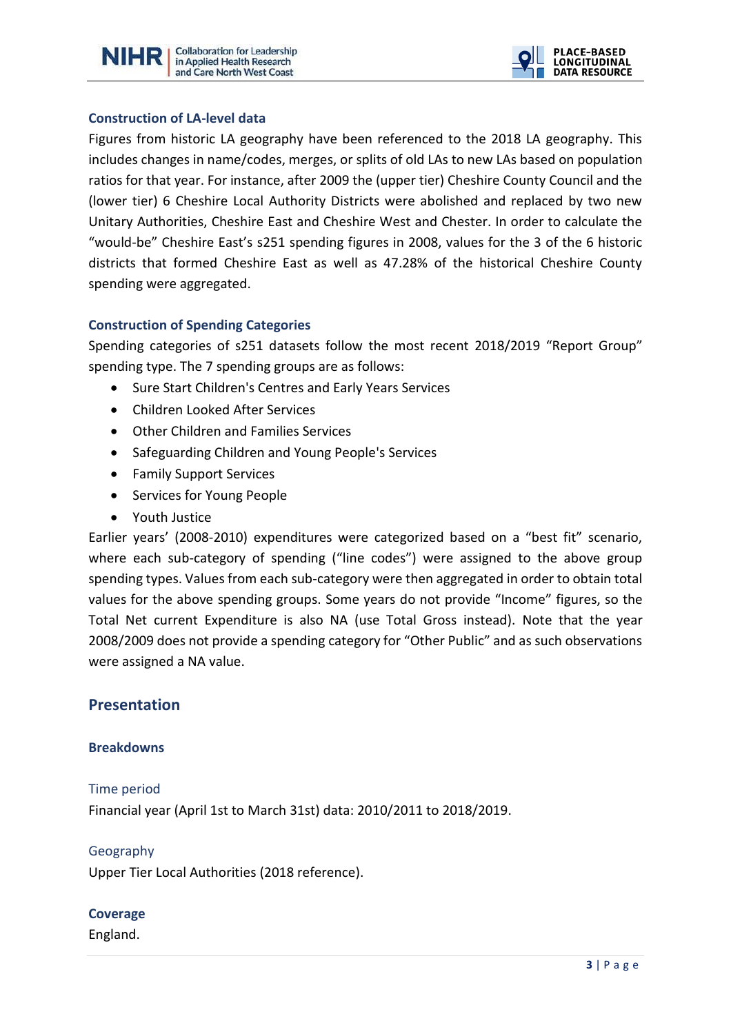### Construction of LA-level data

Figures from historic LA geography have been referenced to the 2018 LA geography. This includes changes in name/codes, merges, or splits of old LAs to new LAs based on population ratios for that year. For instance, after 2009 the (upper tier) Cheshire County Council and the (lower tier) 6 Cheshire Local Authority Districts were abolished and replaced by two new Unitary Authorities, Cheshire East and Cheshire West and Chester. In order to calculate the "would-be" Cheshire East's s251 spending figures in 2008, values for the 3 of the 6 historic districts that formed Cheshire East as well as 47.28% of the historical Cheshire County spending were aggregated.

### Construction of Spending Categories

Spending categories of s251 datasets follow the most recent 2018/2019 "Report Group" spending type. The 7 spending groups are as follows:

- Sure Start Children's Centres and Early Years Services
- Children Looked After Services
- Other Children and Families Services
- Safeguarding Children and Young People's Services
- Family Support Services
- Services for Young People
- Youth Justice

Earlier years' (2008-2010) expenditures were categorized based on a "best fit" scenario, where each sub-category of spending ("line codes") were assigned to the above group spending types. Values from each sub-category were then aggregated in order to obtain total values for the above spending groups. Some years do not provide "Income" figures, so the Total Net current Expenditure is also NA (use Total Gross instead). Note that the year 2008/2009 does not provide a spending category for "Other Public" and as such observations were assigned a NA value.

## Presentation

### Breakdowns

#### Time period

Financial year (April 1st to March 31st) data: 2010/2011 to 2018/2019.

#### Geography

Upper Tier Local Authorities (2018 reference).

### Coverage

England.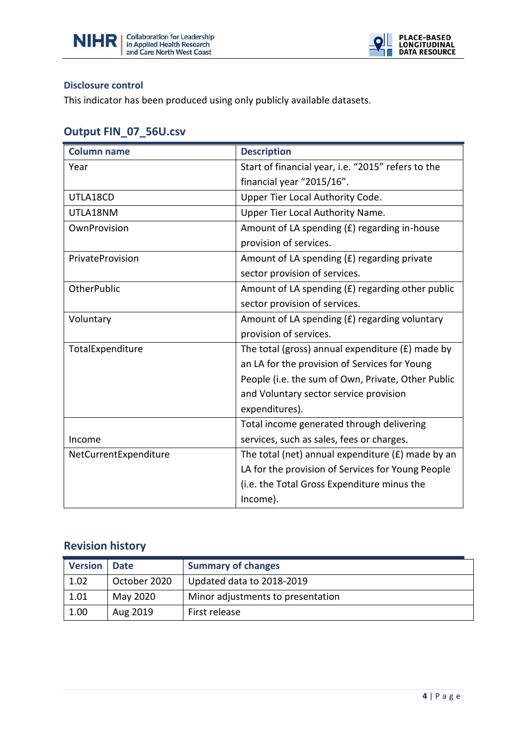### Disclosure control

This indicator has been produced using only publicly available datasets.

## Output FIN_07_56U.csv

| Column name | Description |
|---|---|
| Year | Start of financial year, i.e. “2015” refers to the financial year “2015/16”. |
| UTLA18CD | Upper Tier Local Authority Code. |
| UTLA18NM | Upper Tier Local Authority Name. |
| OwnProvision | Amount of LA spending (£) regarding in-house provision of services. |
| PrivateProvision | Amount of LA spending (£) regarding private sector provision of services. |
| OtherPublic | Amount of LA spending (£) regarding other public sector provision of services. |
| Voluntary | Amount of LA spending (£) regarding voluntary provision of services. |
| TotalExpenditure | The total (gross) annual expenditure (£) made by an LA for the provision of Services for Young People (i.e. the sum of Own, Private, Other Public and Voluntary sector service provision expenditures). |
| Income | Total income generated through delivering services, such as sales, fees or charges. |
| NetCurrentExpenditure | The total (net) annual expenditure (£) made by an LA for the provision of Services for Young People (i.e. the Total Gross Expenditure minus the Income). |

## Revision history

| Version | Date | Summary of changes |
|---|---|---|
| 1.02 | October 2020 | Updated data to 2018-2019 |
| 1.01 | May 2020 | Minor adjustments to presentation |
| 1.00 | Aug 2019 | First release |